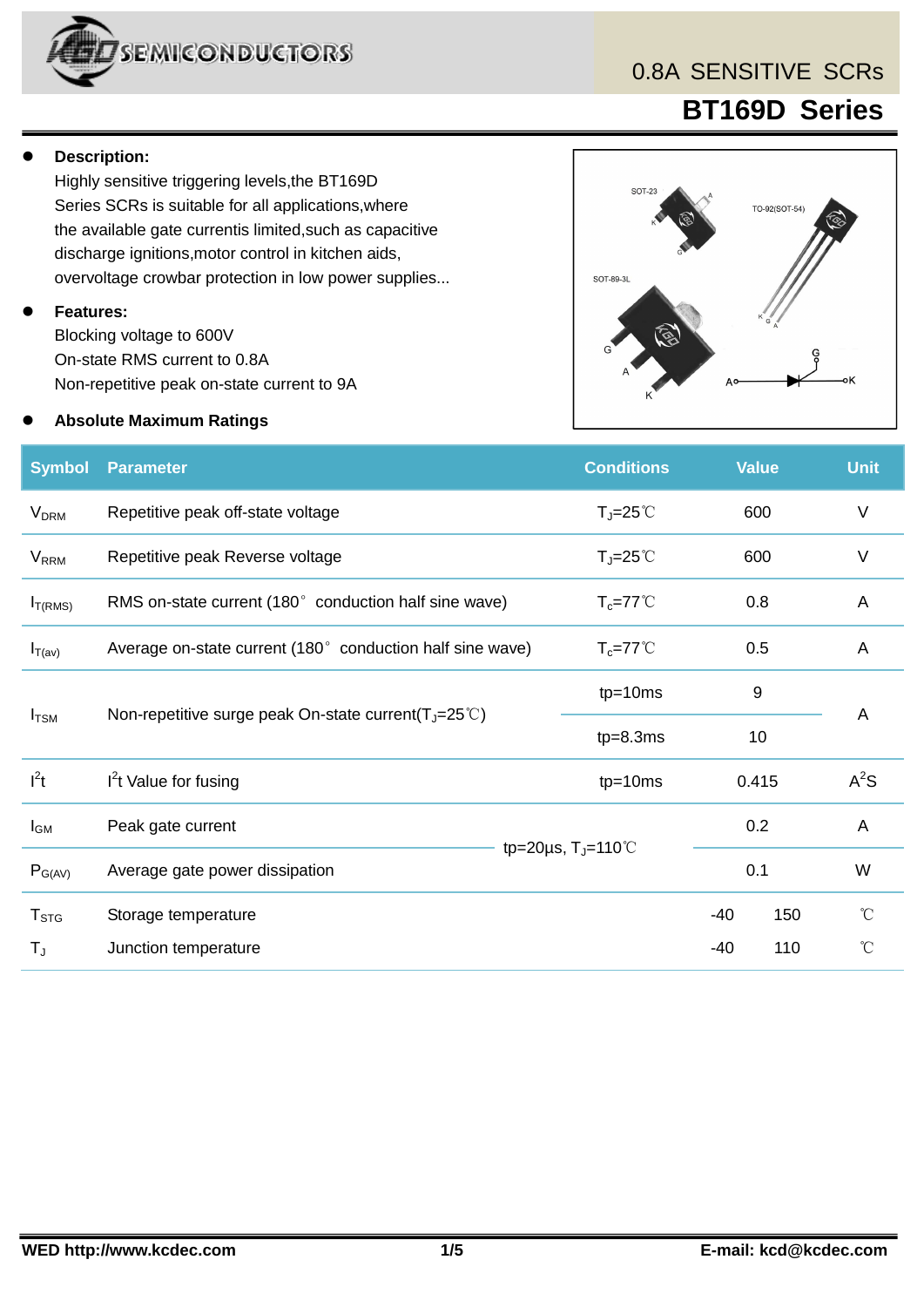# 0.8A SENSITIVE SCRs

# BT169D Series

- **Description:**
  Highly sensitive triggering levels,the BT169D Series SCRs is suitable for all applications,where the available gate currentis limited,such as capacitive discharge ignitions,motor control in kitchen aids, overvoltage crowbar protection in low power supplies...

- **Features:**
  Blocking voltage to 600V
  On-state RMS current to 0.8A
  Non-repetitive peak on-state current to 9A

- **Absolute Maximum Ratings**

| Symbol | Parameter | Conditions | Value | | Unit |
|---|---|---|---|---|---|
| $V_{DRM}$ | Repetitive peak off-state voltage | $T_J$=25℃ | 600 | | V |
| $V_{RRM}$ | Repetitive peak Reverse voltage | $T_J$=25℃ | 600 | | V |
| $I_{T(RMS)}$ | RMS on-state current (180° conduction half sine wave) | $T_c$=77℃ | 0.8 | | A |
| $I_{T(av)}$ | Average on-state current (180° conduction half sine wave) | $T_c$=77℃ | 0.5 | | A |
| $I_{TSM}$ | Non-repetitive surge peak On-state current($T_J$=25℃) | tp=10ms | 9 | | A |
| | | tp=8.3ms | 10 | | |
| $I^2t$ | $I^2t$ Value for fusing | tp=10ms | 0.415 | | $A^2S$ |
| $I_{GM}$ | Peak gate current | tp=20µs, $T_J$=110℃ | 0.2 | | A |
| $P_{G(AV)}$ | Average gate power dissipation | | 0.1 | | W |
| $T_{STG}$ | Storage temperature | | -40 | 150 | ℃ |
| $T_J$ | Junction temperature | | -40 | 110 | ℃ |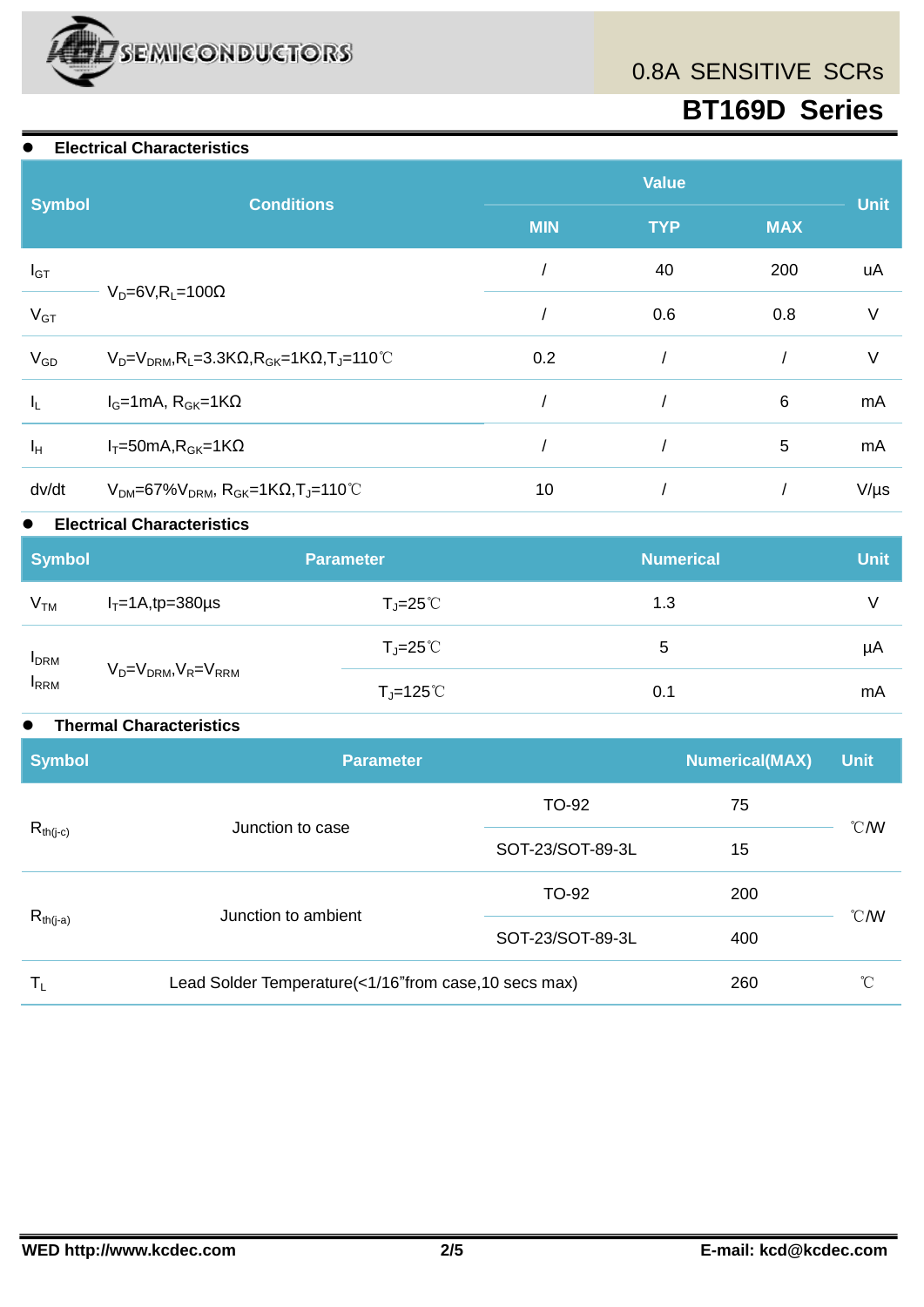- **Electrical Characteristics**

| Symbol | Conditions | Value | | | Unit |
|---|---|---|---|---|---|
| | | MIN | TYP | MAX | |
| $I_{GT}$ | $V_D$=6V,$R_L$=100Ω | / | 40 | 200 | uA |
| $V_{GT}$ | | / | 0.6 | 0.8 | V |
| $V_{GD}$ | $V_D$=$V_{DRM}$,$R_L$=3.3KΩ,$R_{GK}$=1KΩ,$T_J$=110℃ | 0.2 | / | / | V |
| $I_L$ | $I_G$=1mA, $R_{GK}$=1KΩ | / | / | 6 | mA |
| $I_H$ | $I_T$=50mA,$R_{GK}$=1KΩ | / | / | 5 | mA |
| dv/dt | $V_{DM}$=67%$V_{DRM}$, $R_{GK}$=1KΩ,$T_J$=110℃ | 10 | / | / | V/μs |

- **Electrical Characteristics**

| Symbol | Parameter | | Numerical | Unit |
|---|---|---|---|---|
| $V_{TM}$ | $I_T$=1A,tp=380μs | $T_J$=25℃ | 1.3 | V |
| $I_{DRM}$ $I_{RRM}$ | $V_D$=$V_{DRM}$,$V_R$=$V_{RRM}$ | $T_J$=25℃ | 5 | μA |
| | | $T_J$=125℃ | 0.1 | mA |

- **Thermal Characteristics**

| Symbol | Parameter | | Numerical(MAX) | Unit |
|---|---|---|---|---|
| $R_{th(j-c)}$ | Junction to case | TO-92 | 75 | ℃/W |
| | | SOT-23/SOT-89-3L | 15 | |
| $R_{th(j-a)}$ | Junction to ambient | TO-92 | 200 | ℃/W |
| | | SOT-23/SOT-89-3L | 400 | |
| $T_L$ | Lead Solder Temperature(<1/16"from case,10 secs max) | | 260 | ℃ |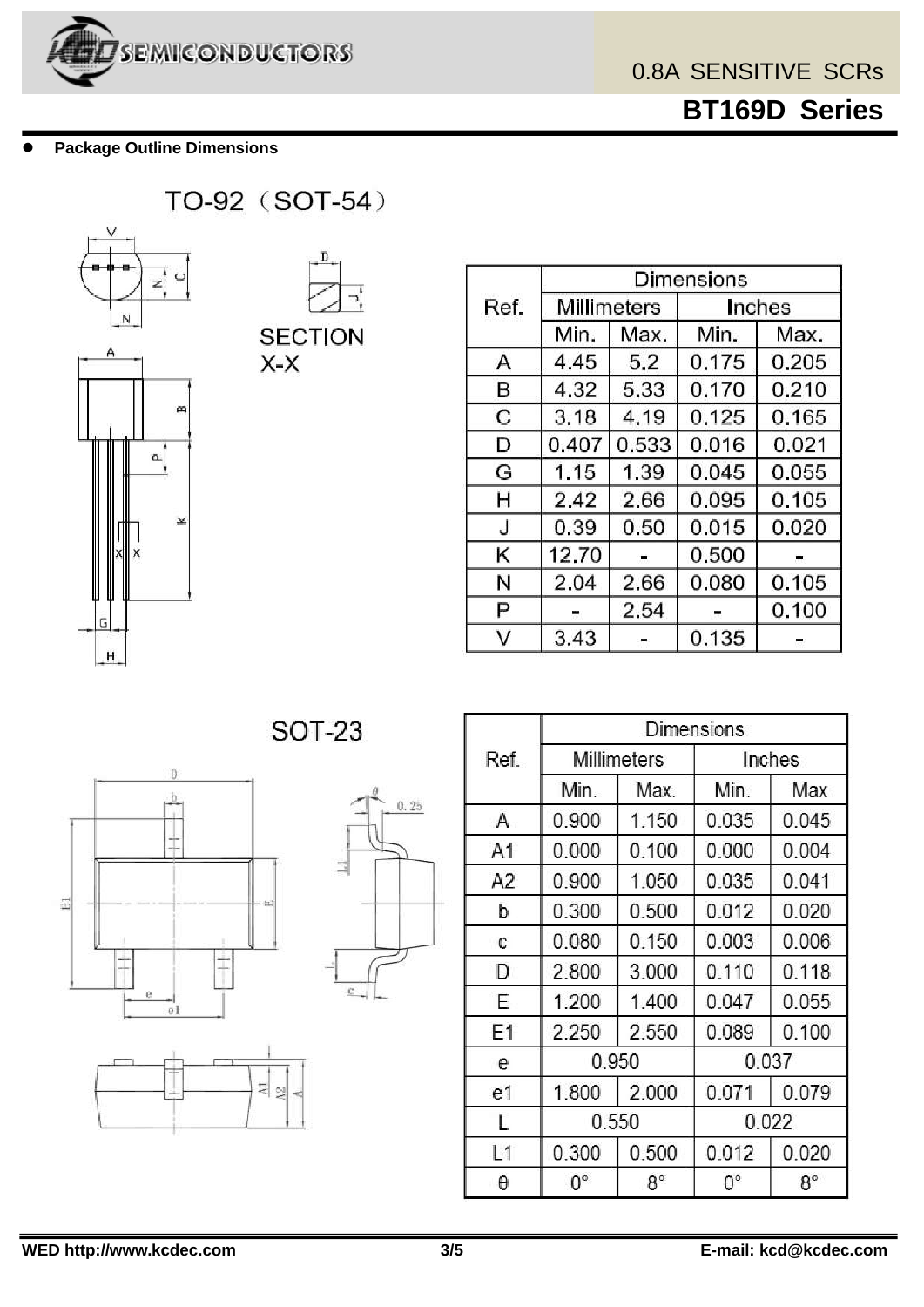- **Package Outline Dimensions**

## TO-92（SOT-54）

SECTION X-X

| Ref. | Dimensions | | | |
|---|---|---|---|---|
| | Millimeters | | Inches | |
| | Min. | Max. | Min. | Max. |
| A | 4.45 | 5.2 | 0.175 | 0.205 |
| B | 4.32 | 5.33 | 0.170 | 0.210 |
| C | 3.18 | 4.19 | 0.125 | 0.165 |
| D | 0.407 | 0.533 | 0.016 | 0.021 |
| G | 1.15 | 1.39 | 0.045 | 0.055 |
| H | 2.42 | 2.66 | 0.095 | 0.105 |
| J | 0.39 | 0.50 | 0.015 | 0.020 |
| K | 12.70 | - | 0.500 | - |
| N | 2.04 | 2.66 | 0.080 | 0.105 |
| P | - | 2.54 | - | 0.100 |
| V | 3.43 | - | 0.135 | - |

## SOT-23

| Ref. | Dimensions | | | |
|---|---|---|---|---|
| | Millimeters | | Inches | |
| | Min. | Max. | Min. | Max |
| A | 0.900 | 1.150 | 0.035 | 0.045 |
| A1 | 0.000 | 0.100 | 0.000 | 0.004 |
| A2 | 0.900 | 1.050 | 0.035 | 0.041 |
| b | 0.300 | 0.500 | 0.012 | 0.020 |
| c | 0.080 | 0.150 | 0.003 | 0.006 |
| D | 2.800 | 3.000 | 0.110 | 0.118 |
| E | 1.200 | 1.400 | 0.047 | 0.055 |
| E1 | 2.250 | 2.550 | 0.089 | 0.100 |
| e | 0.950 | | 0.037 | |
| e1 | 1.800 | 2.000 | 0.071 | 0.079 |
| L | 0.550 | | 0.022 | |
| L1 | 0.300 | 0.500 | 0.012 | 0.020 |
| θ | 0° | 8° | 0° | 8° |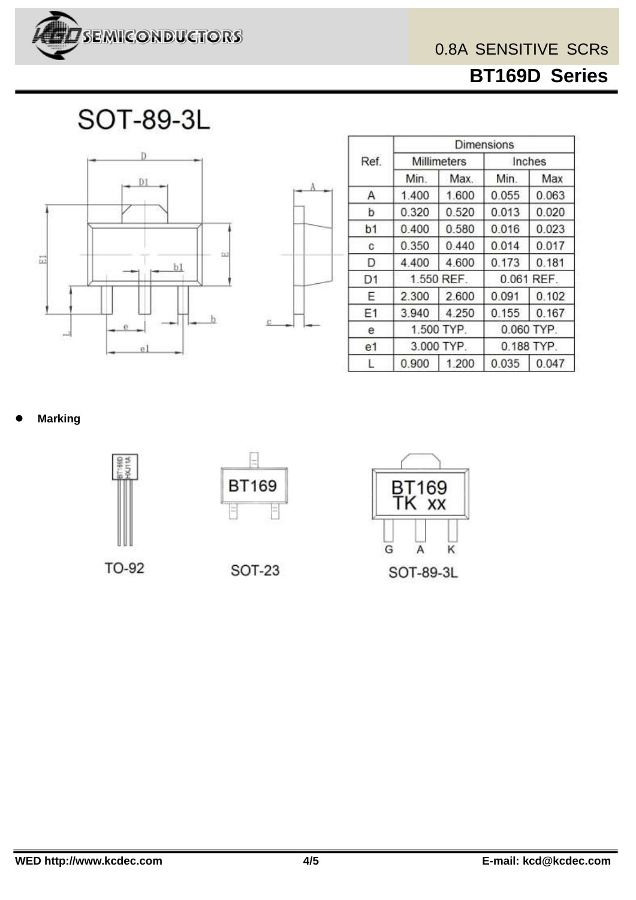## SOT-89-3L

| Ref. | Dimensions | | | |
|---|---|---|---|---|
| | Millimeters | | Inches | |
| | Min. | Max. | Min. | Max |
| A | 1.400 | 1.600 | 0.055 | 0.063 |
| b | 0.320 | 0.520 | 0.013 | 0.020 |
| b1 | 0.400 | 0.580 | 0.016 | 0.023 |
| c | 0.350 | 0.440 | 0.014 | 0.017 |
| D | 4.400 | 4.600 | 0.173 | 0.181 |
| D1 | 1.550 REF. | | 0.061 REF. | |
| E | 2.300 | 2.600 | 0.091 | 0.102 |
| E1 | 3.940 | 4.250 | 0.155 | 0.167 |
| e | 1.500 TYP. | | 0.060 TYP. | |
| e1 | 3.000 TYP. | | 0.188 TYP. | |
| L | 0.900 | 1.200 | 0.035 | 0.047 |

- **Marking**

TO-92: BT169D HXJ11A

SOT-23: BT169

SOT-89-3L: BT169 TK xx (G A K)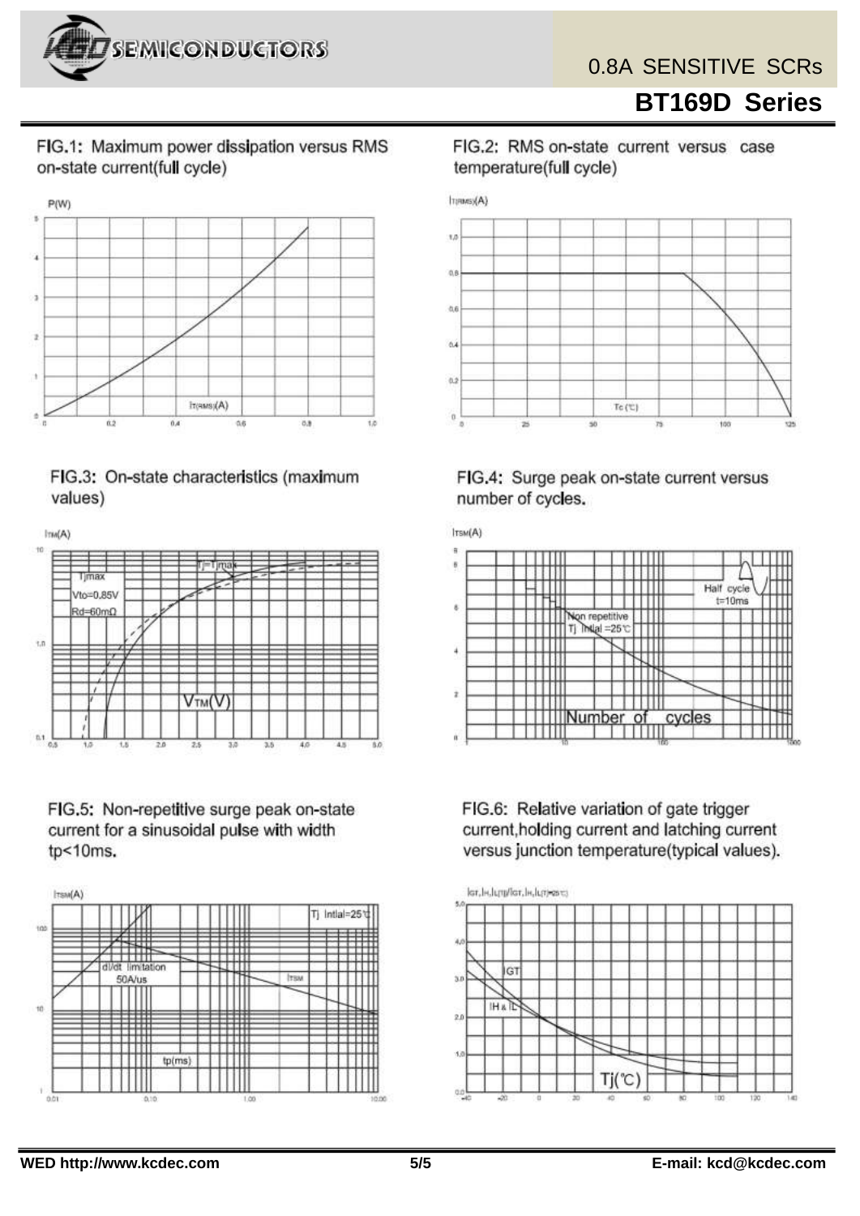FIG.1: Maximum power dissipation versus RMS on-state current(full cycle)

P(W)

5
4
3
2
1
0

0 0.2 0.4 0.6 0.8 1.0

$I_{T(RMS)}$(A)

FIG.2: RMS on-state current versus case temperature(full cycle)

$I_{T(RMS)}$(A)

1.0
0.8
0.6
0.4
0.2
0

0 25 50 75 100 125

Tc (℃)

FIG.3: On-state characteristics (maximum values)

$I_{TM}$(A)

10
1.0
0.1

0.5 1.0 1.5 2.0 2.5 3.0 3.5 4.0 4.5 5.0

Tj=Tjmax

Tjmax
Vto=0.85V
Rd=60mΩ

$V_{TM}$(V)

FIG.4: Surge peak on-state current versus number of cycles.

$I_{TSM}$(A)

8
6
4
2
0

1 10 100 1000

Half cycle
t=10ms

Non repetitive
Tj Initial =25℃

Number of cycles

FIG.5: Non-repetitive surge peak on-state current for a sinusoidal pulse with width tp<10ms.

$I_{TSM}$(A)

100
10
1

0.01 0.10 1.00 10.00

Tj Intial=25℃

dI/dt limitation
50A/us

ITSM

tp(ms)

FIG.6: Relative variation of gate trigger current,holding current and latching current versus junction temperature(typical values).

$I_{GT}$,$I_H$,$I_L$[Tj]/$I_{GT}$,$I_H$,$I_L$[Tj=25℃]

5.0
4.0
3.0
2.0
1.0
0.0

-40 -20 0 20 40 60 80 100 120 140

IGT

IH & IL

Tj(℃)